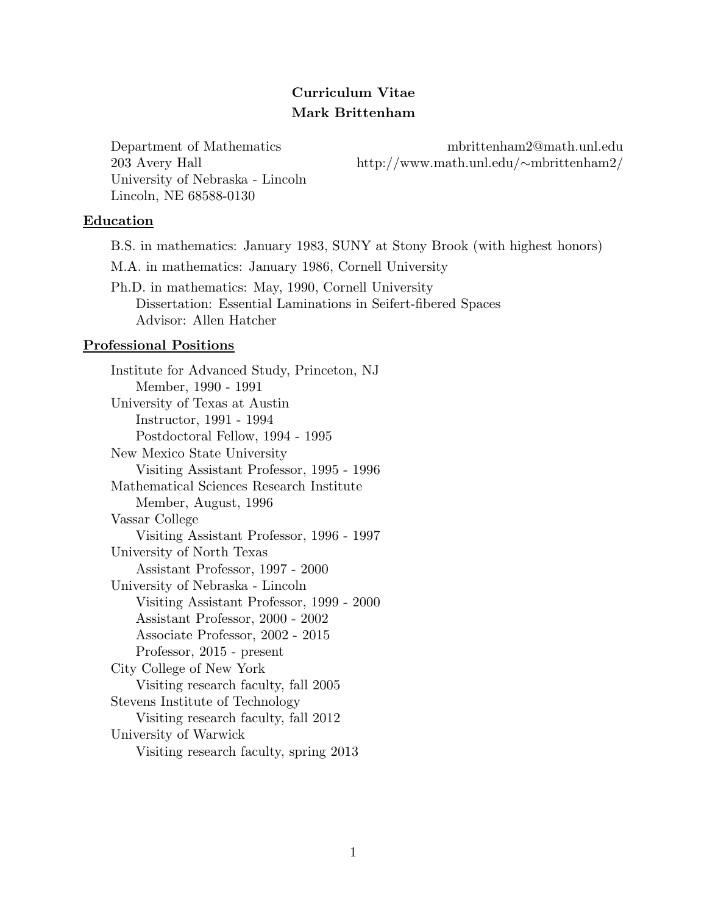# Curriculum Vitae
# Mark Brittenham

Department of Mathematics
203 Avery Hall
University of Nebraska - Lincoln
Lincoln, NE 68588-0130

mbrittenham2@math.unl.edu
http://www.math.unl.edu/∼mbrittenham2/

## Education

B.S. in mathematics: January 1983, SUNY at Stony Brook (with highest honors)

M.A. in mathematics: January 1986, Cornell University

Ph.D. in mathematics: May, 1990, Cornell University
  Dissertation: Essential Laminations in Seifert-fibered Spaces
  Advisor: Allen Hatcher

## Professional Positions

Institute for Advanced Study, Princeton, NJ
  Member, 1990 - 1991

University of Texas at Austin
  Instructor, 1991 - 1994
  Postdoctoral Fellow, 1994 - 1995

New Mexico State University
  Visiting Assistant Professor, 1995 - 1996

Mathematical Sciences Research Institute
  Member, August, 1996

Vassar College
  Visiting Assistant Professor, 1996 - 1997

University of North Texas
  Assistant Professor, 1997 - 2000

University of Nebraska - Lincoln
  Visiting Assistant Professor, 1999 - 2000
  Assistant Professor, 2000 - 2002
  Associate Professor, 2002 - 2015
  Professor, 2015 - present

City College of New York
  Visiting research faculty, fall 2005

Stevens Institute of Technology
  Visiting research faculty, fall 2012

University of Warwick
  Visiting research faculty, spring 2013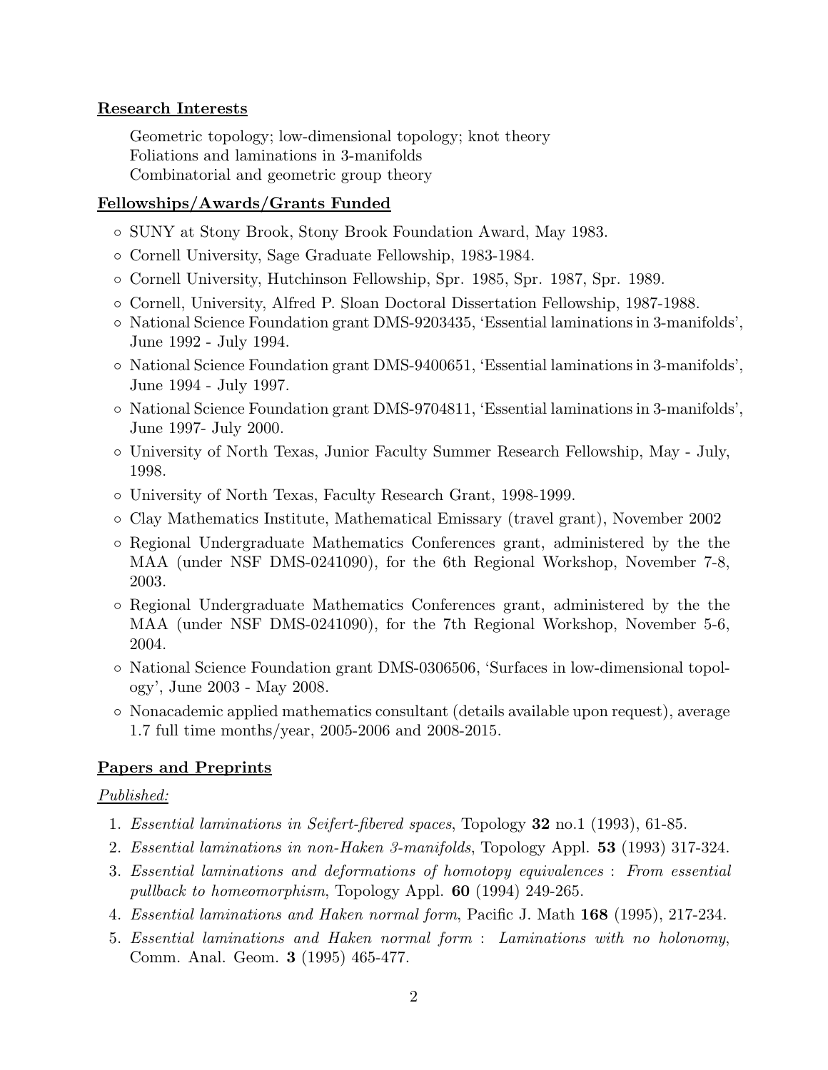## Research Interests

Geometric topology; low-dimensional topology; knot theory
Foliations and laminations in 3-manifolds
Combinatorial and geometric group theory

## Fellowships/Awards/Grants Funded

- SUNY at Stony Brook, Stony Brook Foundation Award, May 1983.
- Cornell University, Sage Graduate Fellowship, 1983-1984.
- Cornell University, Hutchinson Fellowship, Spr. 1985, Spr. 1987, Spr. 1989.
- Cornell, University, Alfred P. Sloan Doctoral Dissertation Fellowship, 1987-1988.
- National Science Foundation grant DMS-9203435, 'Essential laminations in 3-manifolds', June 1992 - July 1994.
- National Science Foundation grant DMS-9400651, 'Essential laminations in 3-manifolds', June 1994 - July 1997.
- National Science Foundation grant DMS-9704811, 'Essential laminations in 3-manifolds', June 1997- July 2000.
- University of North Texas, Junior Faculty Summer Research Fellowship, May - July, 1998.
- University of North Texas, Faculty Research Grant, 1998-1999.
- Clay Mathematics Institute, Mathematical Emissary (travel grant), November 2002
- Regional Undergraduate Mathematics Conferences grant, administered by the the MAA (under NSF DMS-0241090), for the 6th Regional Workshop, November 7-8, 2003.
- Regional Undergraduate Mathematics Conferences grant, administered by the the MAA (under NSF DMS-0241090), for the 7th Regional Workshop, November 5-6, 2004.
- National Science Foundation grant DMS-0306506, 'Surfaces in low-dimensional topology', June 2003 - May 2008.
- Nonacademic applied mathematics consultant (details available upon request), average 1.7 full time months/year, 2005-2006 and 2008-2015.

## Papers and Preprints

*Published:*

1. *Essential laminations in Seifert-fibered spaces*, Topology **32** no.1 (1993), 61-85.
2. *Essential laminations in non-Haken 3-manifolds*, Topology Appl. **53** (1993) 317-324.
3. *Essential laminations and deformations of homotopy equivalences : From essential pullback to homeomorphism*, Topology Appl. **60** (1994) 249-265.
4. *Essential laminations and Haken normal form*, Pacific J. Math **168** (1995), 217-234.
5. *Essential laminations and Haken normal form : Laminations with no holonomy*, Comm. Anal. Geom. **3** (1995) 465-477.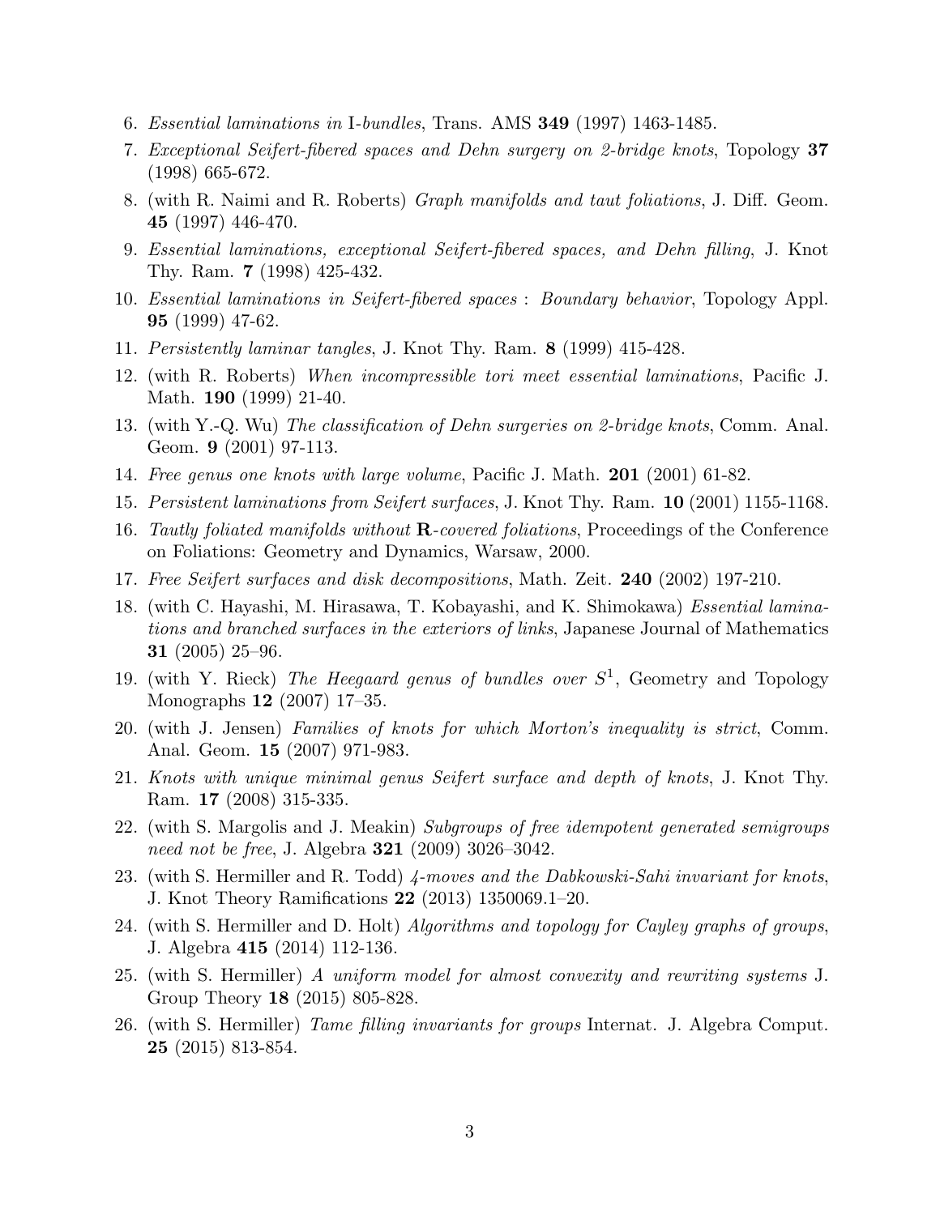6. *Essential laminations in* I*-bundles*, Trans. AMS **349** (1997) 1463-1485.
7. *Exceptional Seifert-fibered spaces and Dehn surgery on 2-bridge knots*, Topology **37** (1998) 665-672.
8. (with R. Naimi and R. Roberts) *Graph manifolds and taut foliations*, J. Diff. Geom. **45** (1997) 446-470.
9. *Essential laminations, exceptional Seifert-fibered spaces, and Dehn filling*, J. Knot Thy. Ram. **7** (1998) 425-432.
10. *Essential laminations in Seifert-fibered spaces : Boundary behavior*, Topology Appl. **95** (1999) 47-62.
11. *Persistently laminar tangles*, J. Knot Thy. Ram. **8** (1999) 415-428.
12. (with R. Roberts) *When incompressible tori meet essential laminations*, Pacific J. Math. **190** (1999) 21-40.
13. (with Y.-Q. Wu) *The classification of Dehn surgeries on 2-bridge knots*, Comm. Anal. Geom. **9** (2001) 97-113.
14. *Free genus one knots with large volume*, Pacific J. Math. **201** (2001) 61-82.
15. *Persistent laminations from Seifert surfaces*, J. Knot Thy. Ram. **10** (2001) 1155-1168.
16. *Tautly foliated manifolds without* $\mathbf{R}$*-covered foliations*, Proceedings of the Conference on Foliations: Geometry and Dynamics, Warsaw, 2000.
17. *Free Seifert surfaces and disk decompositions*, Math. Zeit. **240** (2002) 197-210.
18. (with C. Hayashi, M. Hirasawa, T. Kobayashi, and K. Shimokawa) *Essential laminations and branched surfaces in the exteriors of links*, Japanese Journal of Mathematics **31** (2005) 25–96.
19. (with Y. Rieck) *The Heegaard genus of bundles over* $S^1$, Geometry and Topology Monographs **12** (2007) 17–35.
20. (with J. Jensen) *Families of knots for which Morton's inequality is strict*, Comm. Anal. Geom. **15** (2007) 971-983.
21. *Knots with unique minimal genus Seifert surface and depth of knots*, J. Knot Thy. Ram. **17** (2008) 315-335.
22. (with S. Margolis and J. Meakin) *Subgroups of free idempotent generated semigroups need not be free*, J. Algebra **321** (2009) 3026–3042.
23. (with S. Hermiller and R. Todd) *4-moves and the Dabkowski-Sahi invariant for knots*, J. Knot Theory Ramifications **22** (2013) 1350069.1–20.
24. (with S. Hermiller and D. Holt) *Algorithms and topology for Cayley graphs of groups*, J. Algebra **415** (2014) 112-136.
25. (with S. Hermiller) *A uniform model for almost convexity and rewriting systems* J. Group Theory **18** (2015) 805-828.
26. (with S. Hermiller) *Tame filling invariants for groups* Internat. J. Algebra Comput. **25** (2015) 813-854.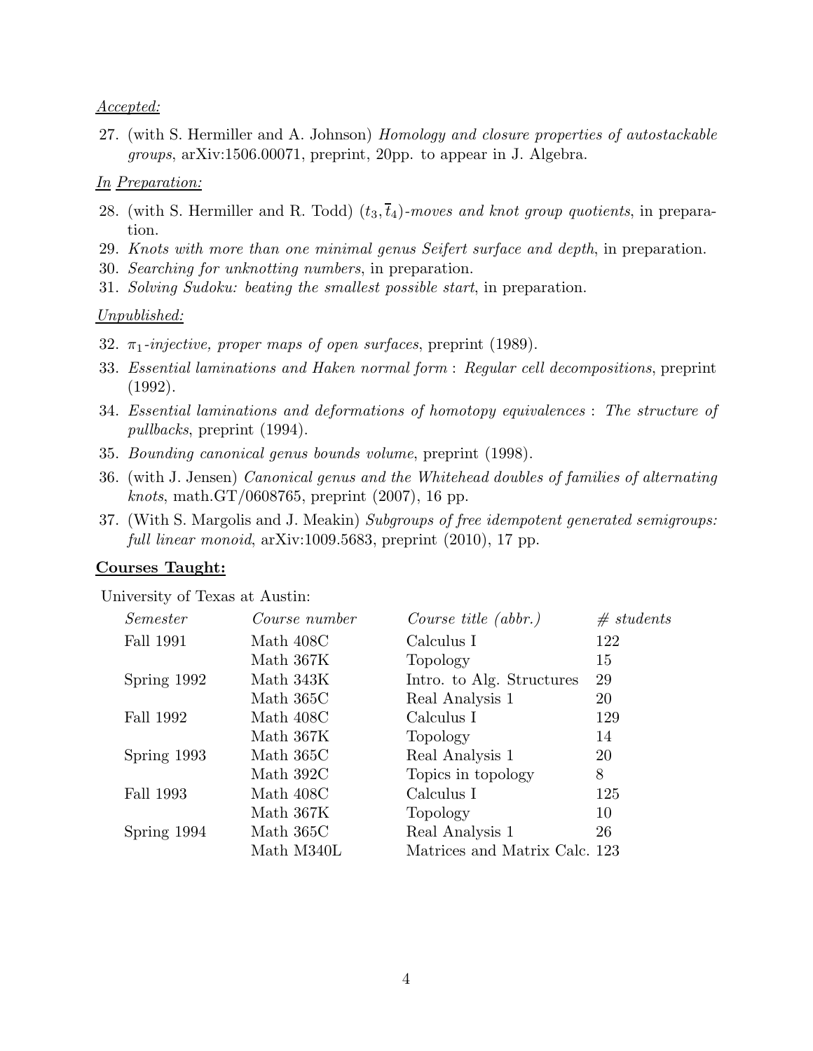Accepted:

27. (with S. Hermiller and A. Johnson) *Homology and closure properties of autostackable groups*, arXiv:1506.00071, preprint, 20pp. to appear in J. Algebra.

In Preparation:

28. (with S. Hermiller and R. Todd) *$(t_3, \overline{t}_4)$-moves and knot group quotients*, in preparation.
29. *Knots with more than one minimal genus Seifert surface and depth*, in preparation.
30. *Searching for unknotting numbers*, in preparation.
31. *Solving Sudoku: beating the smallest possible start*, in preparation.

Unpublished:

32. *$\pi_1$-injective, proper maps of open surfaces*, preprint (1989).
33. *Essential laminations and Haken normal form : Regular cell decompositions*, preprint (1992).
34. *Essential laminations and deformations of homotopy equivalences : The structure of pullbacks*, preprint (1994).
35. *Bounding canonical genus bounds volume*, preprint (1998).
36. (with J. Jensen) *Canonical genus and the Whitehead doubles of families of alternating knots*, math.GT/0608765, preprint (2007), 16 pp.
37. (With S. Margolis and J. Meakin) *Subgroups of free idempotent generated semigroups: full linear monoid*, arXiv:1009.5683, preprint (2010), 17 pp.

**Courses Taught:**

University of Texas at Austin:

| *Semester* | *Course number* | *Course title (abbr.)* | *# students* |
|---|---|---|---|
| Fall 1991 | Math 408C | Calculus I | 122 |
| | Math 367K | Topology | 15 |
| Spring 1992 | Math 343K | Intro. to Alg. Structures | 29 |
| | Math 365C | Real Analysis 1 | 20 |
| Fall 1992 | Math 408C | Calculus I | 129 |
| | Math 367K | Topology | 14 |
| Spring 1993 | Math 365C | Real Analysis 1 | 20 |
| | Math 392C | Topics in topology | 8 |
| Fall 1993 | Math 408C | Calculus I | 125 |
| | Math 367K | Topology | 10 |
| Spring 1994 | Math 365C | Real Analysis 1 | 26 |
| | Math M340L | Matrices and Matrix Calc. | 123 |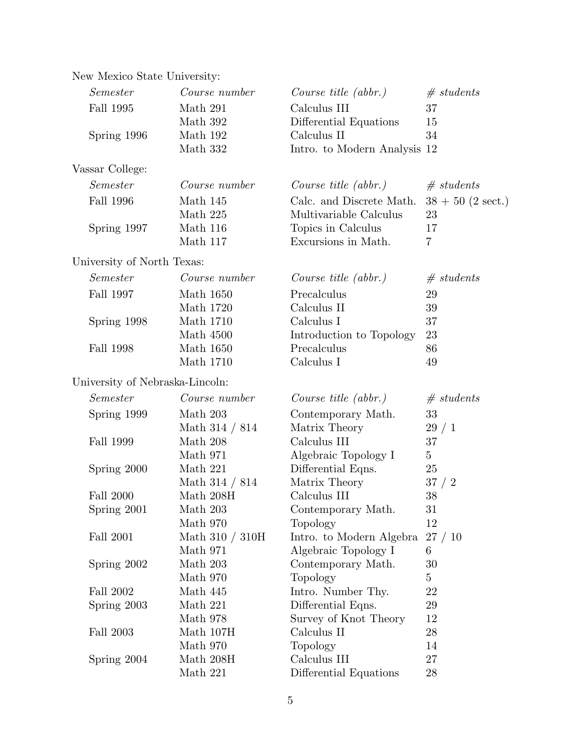New Mexico State University:

| *Semester* | *Course number* | *Course title (abbr.)* | *# students* |
|---|---|---|---|
| Fall 1995 | Math 291 | Calculus III | 37 |
| | Math 392 | Differential Equations | 15 |
| Spring 1996 | Math 192 | Calculus II | 34 |
| | Math 332 | Intro. to Modern Analysis | 12 |

Vassar College:

| *Semester* | *Course number* | *Course title (abbr.)* | *# students* |
|---|---|---|---|
| Fall 1996 | Math 145 | Calc. and Discrete Math. | 38 + 50 (2 sect.) |
| | Math 225 | Multivariable Calculus | 23 |
| Spring 1997 | Math 116 | Topics in Calculus | 17 |
| | Math 117 | Excursions in Math. | 7 |

University of North Texas:

| *Semester* | *Course number* | *Course title (abbr.)* | *# students* |
|---|---|---|---|
| Fall 1997 | Math 1650 | Precalculus | 29 |
| | Math 1720 | Calculus II | 39 |
| Spring 1998 | Math 1710 | Calculus I | 37 |
| | Math 4500 | Introduction to Topology | 23 |
| Fall 1998 | Math 1650 | Precalculus | 86 |
| | Math 1710 | Calculus I | 49 |

University of Nebraska-Lincoln:

| *Semester* | *Course number* | *Course title (abbr.)* | *# students* |
|---|---|---|---|
| Spring 1999 | Math 203 | Contemporary Math. | 33 |
| | Math 314 / 814 | Matrix Theory | 29 / 1 |
| Fall 1999 | Math 208 | Calculus III | 37 |
| | Math 971 | Algebraic Topology I | 5 |
| Spring 2000 | Math 221 | Differential Eqns. | 25 |
| | Math 314 / 814 | Matrix Theory | 37 / 2 |
| Fall 2000 | Math 208H | Calculus III | 38 |
| Spring 2001 | Math 203 | Contemporary Math. | 31 |
| | Math 970 | Topology | 12 |
| Fall 2001 | Math 310 / 310H | Intro. to Modern Algebra | 27 / 10 |
| | Math 971 | Algebraic Topology I | 6 |
| Spring 2002 | Math 203 | Contemporary Math. | 30 |
| | Math 970 | Topology | 5 |
| Fall 2002 | Math 445 | Intro. Number Thy. | 22 |
| Spring 2003 | Math 221 | Differential Eqns. | 29 |
| | Math 978 | Survey of Knot Theory | 12 |
| Fall 2003 | Math 107H | Calculus II | 28 |
| | Math 970 | Topology | 14 |
| Spring 2004 | Math 208H | Calculus III | 27 |
| | Math 221 | Differential Equations | 28 |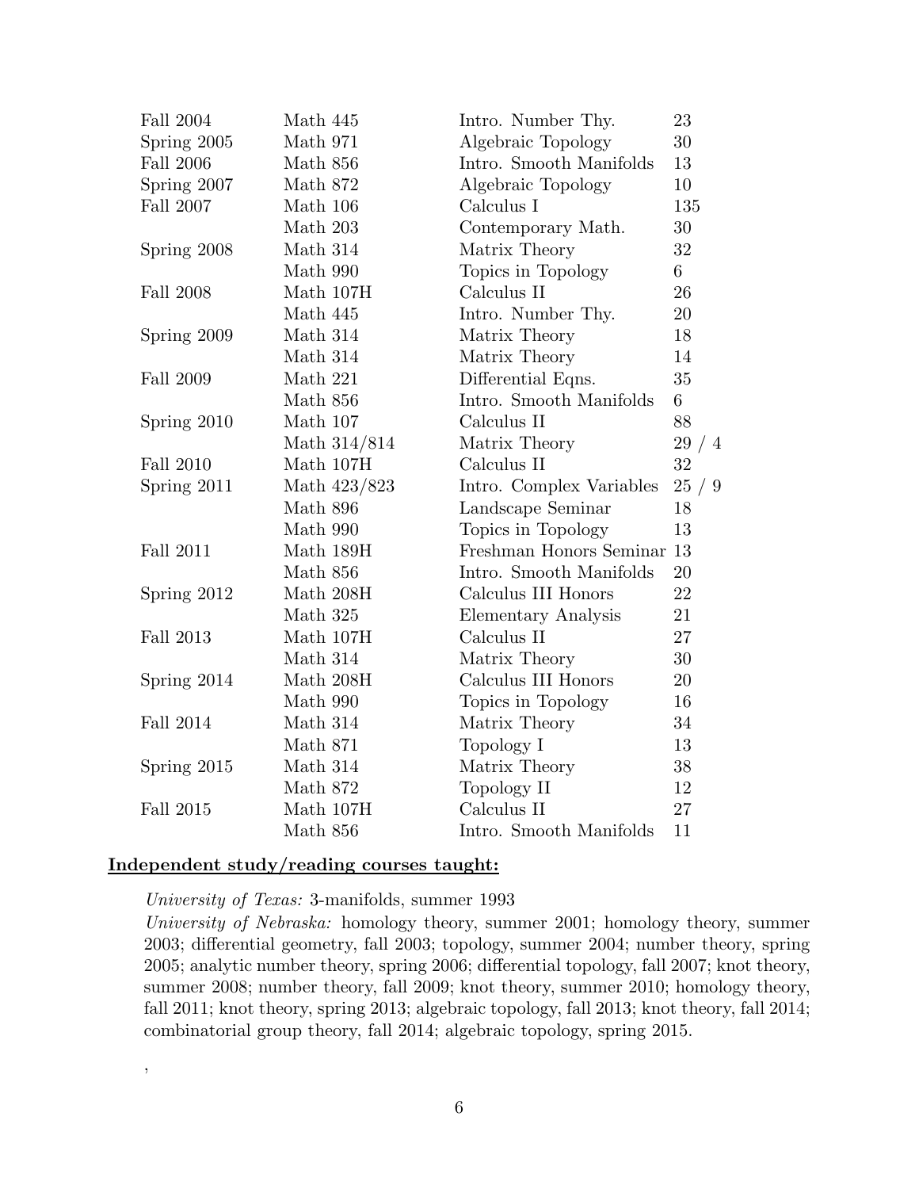| | | | |
|---|---|---|---|
| Fall 2004 | Math 445 | Intro. Number Thy. | 23 |
| Spring 2005 | Math 971 | Algebraic Topology | 30 |
| Fall 2006 | Math 856 | Intro. Smooth Manifolds | 13 |
| Spring 2007 | Math 872 | Algebraic Topology | 10 |
| Fall 2007 | Math 106 | Calculus I | 135 |
| | Math 203 | Contemporary Math. | 30 |
| Spring 2008 | Math 314 | Matrix Theory | 32 |
| | Math 990 | Topics in Topology | 6 |
| Fall 2008 | Math 107H | Calculus II | 26 |
| | Math 445 | Intro. Number Thy. | 20 |
| Spring 2009 | Math 314 | Matrix Theory | 18 |
| | Math 314 | Matrix Theory | 14 |
| Fall 2009 | Math 221 | Differential Eqns. | 35 |
| | Math 856 | Intro. Smooth Manifolds | 6 |
| Spring 2010 | Math 107 | Calculus II | 88 |
| | Math 314/814 | Matrix Theory | 29 / 4 |
| Fall 2010 | Math 107H | Calculus II | 32 |
| Spring 2011 | Math 423/823 | Intro. Complex Variables | 25 / 9 |
| | Math 896 | Landscape Seminar | 18 |
| | Math 990 | Topics in Topology | 13 |
| Fall 2011 | Math 189H | Freshman Honors Seminar | 13 |
| | Math 856 | Intro. Smooth Manifolds | 20 |
| Spring 2012 | Math 208H | Calculus III Honors | 22 |
| | Math 325 | Elementary Analysis | 21 |
| Fall 2013 | Math 107H | Calculus II | 27 |
| | Math 314 | Matrix Theory | 30 |
| Spring 2014 | Math 208H | Calculus III Honors | 20 |
| | Math 990 | Topics in Topology | 16 |
| Fall 2014 | Math 314 | Matrix Theory | 34 |
| | Math 871 | Topology I | 13 |
| Spring 2015 | Math 314 | Matrix Theory | 38 |
| | Math 872 | Topology II | 12 |
| Fall 2015 | Math 107H | Calculus II | 27 |
| | Math 856 | Intro. Smooth Manifolds | 11 |

**Independent study/reading courses taught:**

*University of Texas:* 3-manifolds, summer 1993

*University of Nebraska:* homology theory, summer 2001; homology theory, summer 2003; differential geometry, fall 2003; topology, summer 2004; number theory, spring 2005; analytic number theory, spring 2006; differential topology, fall 2007; knot theory, summer 2008; number theory, fall 2009; knot theory, summer 2010; homology theory, fall 2011; knot theory, spring 2013; algebraic topology, fall 2013; knot theory, fall 2014; combinatorial group theory, fall 2014; algebraic topology, spring 2015.

,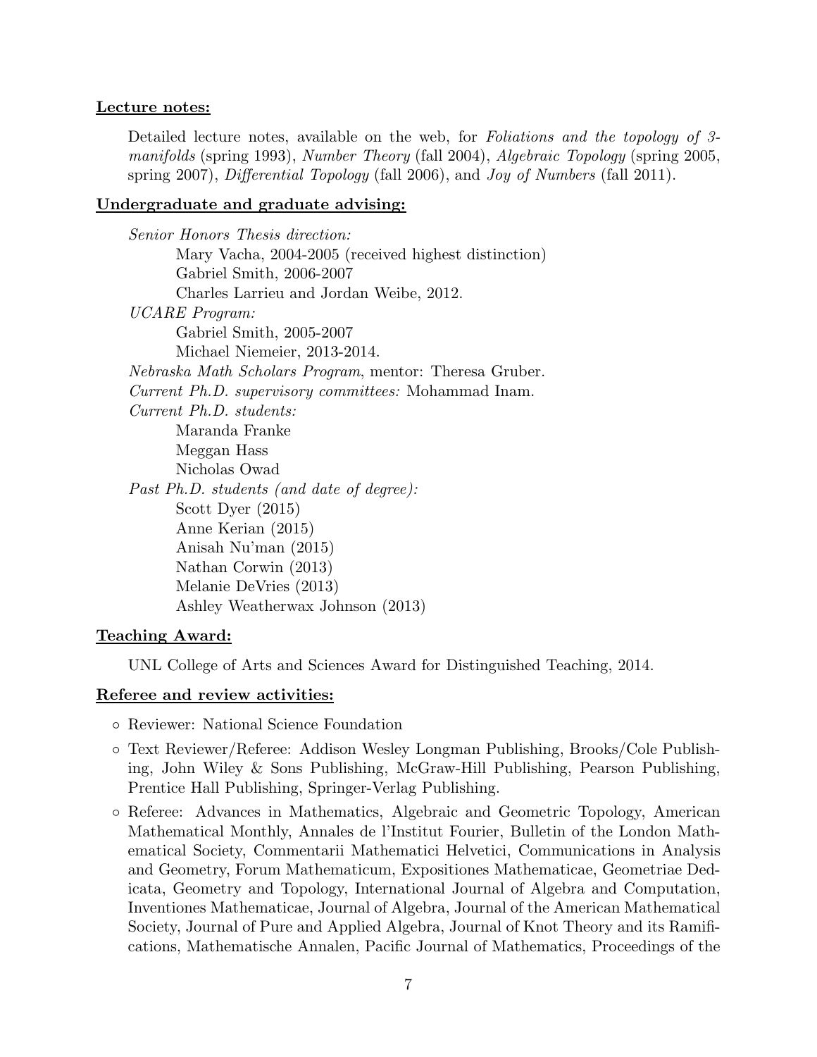## Lecture notes:

Detailed lecture notes, available on the web, for *Foliations and the topology of 3-manifolds* (spring 1993), *Number Theory* (fall 2004), *Algebraic Topology* (spring 2005, spring 2007), *Differential Topology* (fall 2006), and *Joy of Numbers* (fall 2011).

## Undergraduate and graduate advising:

*Senior Honors Thesis direction:*
- Mary Vacha, 2004-2005 (received highest distinction)
- Gabriel Smith, 2006-2007
- Charles Larrieu and Jordan Weibe, 2012.

*UCARE Program:*
- Gabriel Smith, 2005-2007
- Michael Niemeier, 2013-2014.

*Nebraska Math Scholars Program*, mentor: Theresa Gruber.

*Current Ph.D. supervisory committees:* Mohammad Inam.

*Current Ph.D. students:*
- Maranda Franke
- Meggan Hass
- Nicholas Owad

*Past Ph.D. students (and date of degree):*
- Scott Dyer (2015)
- Anne Kerian (2015)
- Anisah Nu'man (2015)
- Nathan Corwin (2013)
- Melanie DeVries (2013)
- Ashley Weatherwax Johnson (2013)

## Teaching Award:

UNL College of Arts and Sciences Award for Distinguished Teaching, 2014.

## Referee and review activities:

- Reviewer: National Science Foundation
- Text Reviewer/Referee: Addison Wesley Longman Publishing, Brooks/Cole Publishing, John Wiley & Sons Publishing, McGraw-Hill Publishing, Pearson Publishing, Prentice Hall Publishing, Springer-Verlag Publishing.
- Referee: Advances in Mathematics, Algebraic and Geometric Topology, American Mathematical Monthly, Annales de l'Institut Fourier, Bulletin of the London Mathematical Society, Commentarii Mathematici Helvetici, Communications in Analysis and Geometry, Forum Mathematicum, Expositiones Mathematicae, Geometriae Dedicata, Geometry and Topology, International Journal of Algebra and Computation, Inventiones Mathematicae, Journal of Algebra, Journal of the American Mathematical Society, Journal of Pure and Applied Algebra, Journal of Knot Theory and its Ramifications, Mathematische Annalen, Pacific Journal of Mathematics, Proceedings of the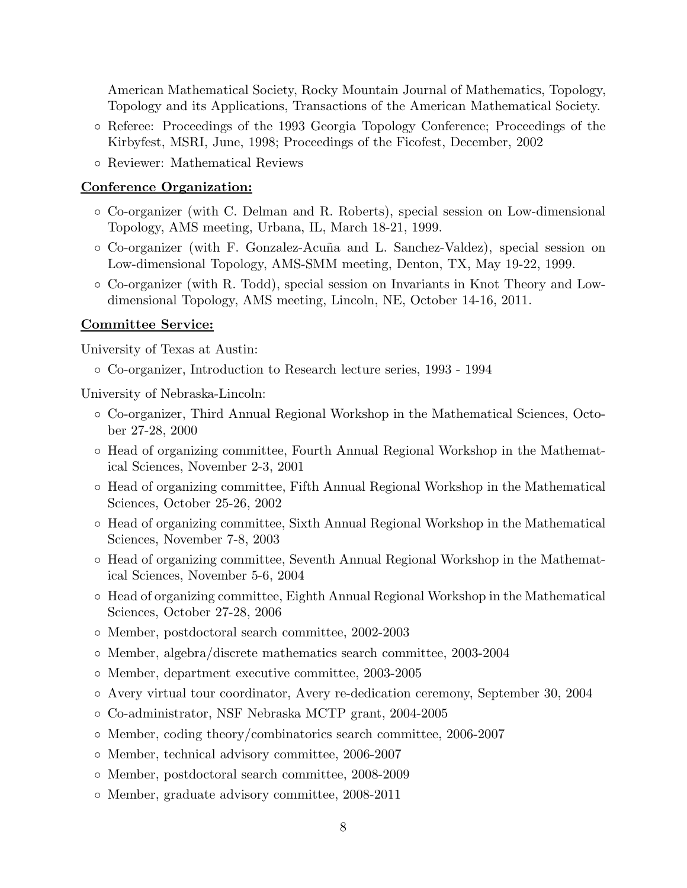American Mathematical Society, Rocky Mountain Journal of Mathematics, Topology, Topology and its Applications, Transactions of the American Mathematical Society.

- Referee: Proceedings of the 1993 Georgia Topology Conference; Proceedings of the Kirbyfest, MSRI, June, 1998; Proceedings of the Ficofest, December, 2002
- Reviewer: Mathematical Reviews

**Conference Organization:**

- Co-organizer (with C. Delman and R. Roberts), special session on Low-dimensional Topology, AMS meeting, Urbana, IL, March 18-21, 1999.
- Co-organizer (with F. Gonzalez-Acuña and L. Sanchez-Valdez), special session on Low-dimensional Topology, AMS-SMM meeting, Denton, TX, May 19-22, 1999.
- Co-organizer (with R. Todd), special session on Invariants in Knot Theory and Low-dimensional Topology, AMS meeting, Lincoln, NE, October 14-16, 2011.

**Committee Service:**

University of Texas at Austin:

- Co-organizer, Introduction to Research lecture series, 1993 - 1994

University of Nebraska-Lincoln:

- Co-organizer, Third Annual Regional Workshop in the Mathematical Sciences, October 27-28, 2000
- Head of organizing committee, Fourth Annual Regional Workshop in the Mathematical Sciences, November 2-3, 2001
- Head of organizing committee, Fifth Annual Regional Workshop in the Mathematical Sciences, October 25-26, 2002
- Head of organizing committee, Sixth Annual Regional Workshop in the Mathematical Sciences, November 7-8, 2003
- Head of organizing committee, Seventh Annual Regional Workshop in the Mathematical Sciences, November 5-6, 2004
- Head of organizing committee, Eighth Annual Regional Workshop in the Mathematical Sciences, October 27-28, 2006
- Member, postdoctoral search committee, 2002-2003
- Member, algebra/discrete mathematics search committee, 2003-2004
- Member, department executive committee, 2003-2005
- Avery virtual tour coordinator, Avery re-dedication ceremony, September 30, 2004
- Co-administrator, NSF Nebraska MCTP grant, 2004-2005
- Member, coding theory/combinatorics search committee, 2006-2007
- Member, technical advisory committee, 2006-2007
- Member, postdoctoral search committee, 2008-2009
- Member, graduate advisory committee, 2008-2011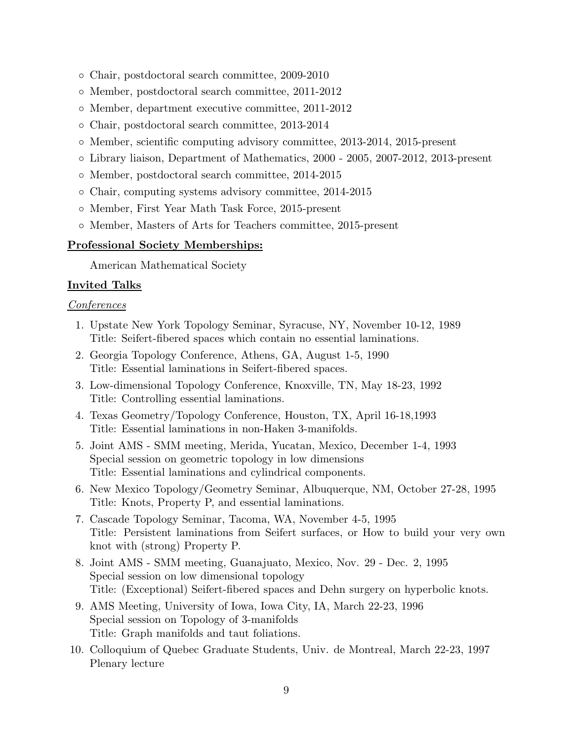- Chair, postdoctoral search committee, 2009-2010
- Member, postdoctoral search committee, 2011-2012
- Member, department executive committee, 2011-2012
- Chair, postdoctoral search committee, 2013-2014
- Member, scientific computing advisory committee, 2013-2014, 2015-present
- Library liaison, Department of Mathematics, 2000 - 2005, 2007-2012, 2013-present
- Member, postdoctoral search committee, 2014-2015
- Chair, computing systems advisory committee, 2014-2015
- Member, First Year Math Task Force, 2015-present
- Member, Masters of Arts for Teachers committee, 2015-present

**Professional Society Memberships:**

American Mathematical Society

**Invited Talks**

*Conferences*

1. Upstate New York Topology Seminar, Syracuse, NY, November 10-12, 1989
   Title: Seifert-fibered spaces which contain no essential laminations.
2. Georgia Topology Conference, Athens, GA, August 1-5, 1990
   Title: Essential laminations in Seifert-fibered spaces.
3. Low-dimensional Topology Conference, Knoxville, TN, May 18-23, 1992
   Title: Controlling essential laminations.
4. Texas Geometry/Topology Conference, Houston, TX, April 16-18,1993
   Title: Essential laminations in non-Haken 3-manifolds.
5. Joint AMS - SMM meeting, Merida, Yucatan, Mexico, December 1-4, 1993
   Special session on geometric topology in low dimensions
   Title: Essential laminations and cylindrical components.
6. New Mexico Topology/Geometry Seminar, Albuquerque, NM, October 27-28, 1995
   Title: Knots, Property P, and essential laminations.
7. Cascade Topology Seminar, Tacoma, WA, November 4-5, 1995
   Title: Persistent laminations from Seifert surfaces, or How to build your very own knot with (strong) Property P.
8. Joint AMS - SMM meeting, Guanajuato, Mexico, Nov. 29 - Dec. 2, 1995
   Special session on low dimensional topology
   Title: (Exceptional) Seifert-fibered spaces and Dehn surgery on hyperbolic knots.
9. AMS Meeting, University of Iowa, Iowa City, IA, March 22-23, 1996
   Special session on Topology of 3-manifolds
   Title: Graph manifolds and taut foliations.
10. Colloquium of Quebec Graduate Students, Univ. de Montreal, March 22-23, 1997
    Plenary lecture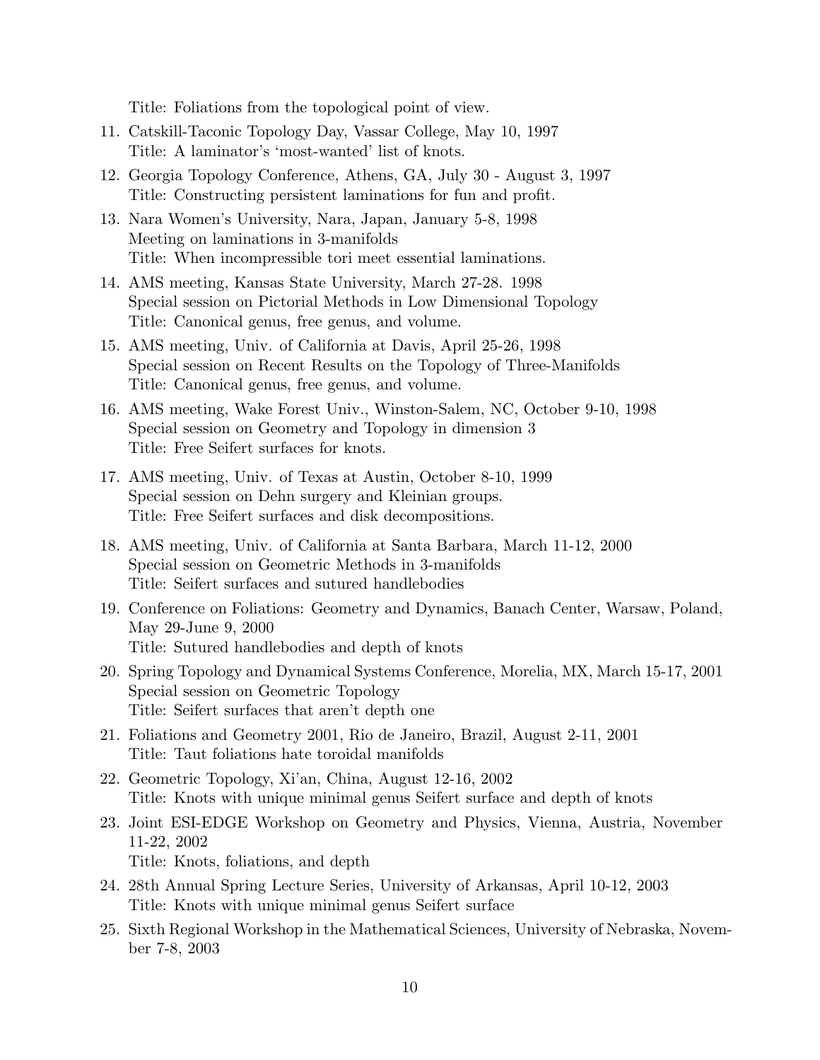Title: Foliations from the topological point of view.

11. Catskill-Taconic Topology Day, Vassar College, May 10, 1997
    Title: A laminator's 'most-wanted' list of knots.
12. Georgia Topology Conference, Athens, GA, July 30 - August 3, 1997
    Title: Constructing persistent laminations for fun and profit.
13. Nara Women's University, Nara, Japan, January 5-8, 1998
    Meeting on laminations in 3-manifolds
    Title: When incompressible tori meet essential laminations.
14. AMS meeting, Kansas State University, March 27-28. 1998
    Special session on Pictorial Methods in Low Dimensional Topology
    Title: Canonical genus, free genus, and volume.
15. AMS meeting, Univ. of California at Davis, April 25-26, 1998
    Special session on Recent Results on the Topology of Three-Manifolds
    Title: Canonical genus, free genus, and volume.
16. AMS meeting, Wake Forest Univ., Winston-Salem, NC, October 9-10, 1998
    Special session on Geometry and Topology in dimension 3
    Title: Free Seifert surfaces for knots.
17. AMS meeting, Univ. of Texas at Austin, October 8-10, 1999
    Special session on Dehn surgery and Kleinian groups.
    Title: Free Seifert surfaces and disk decompositions.
18. AMS meeting, Univ. of California at Santa Barbara, March 11-12, 2000
    Special session on Geometric Methods in 3-manifolds
    Title: Seifert surfaces and sutured handlebodies
19. Conference on Foliations: Geometry and Dynamics, Banach Center, Warsaw, Poland, May 29-June 9, 2000
    Title: Sutured handlebodies and depth of knots
20. Spring Topology and Dynamical Systems Conference, Morelia, MX, March 15-17, 2001
    Special session on Geometric Topology
    Title: Seifert surfaces that aren't depth one
21. Foliations and Geometry 2001, Rio de Janeiro, Brazil, August 2-11, 2001
    Title: Taut foliations hate toroidal manifolds
22. Geometric Topology, Xi'an, China, August 12-16, 2002
    Title: Knots with unique minimal genus Seifert surface and depth of knots
23. Joint ESI-EDGE Workshop on Geometry and Physics, Vienna, Austria, November 11-22, 2002
    Title: Knots, foliations, and depth
24. 28th Annual Spring Lecture Series, University of Arkansas, April 10-12, 2003
    Title: Knots with unique minimal genus Seifert surface
25. Sixth Regional Workshop in the Mathematical Sciences, University of Nebraska, November 7-8, 2003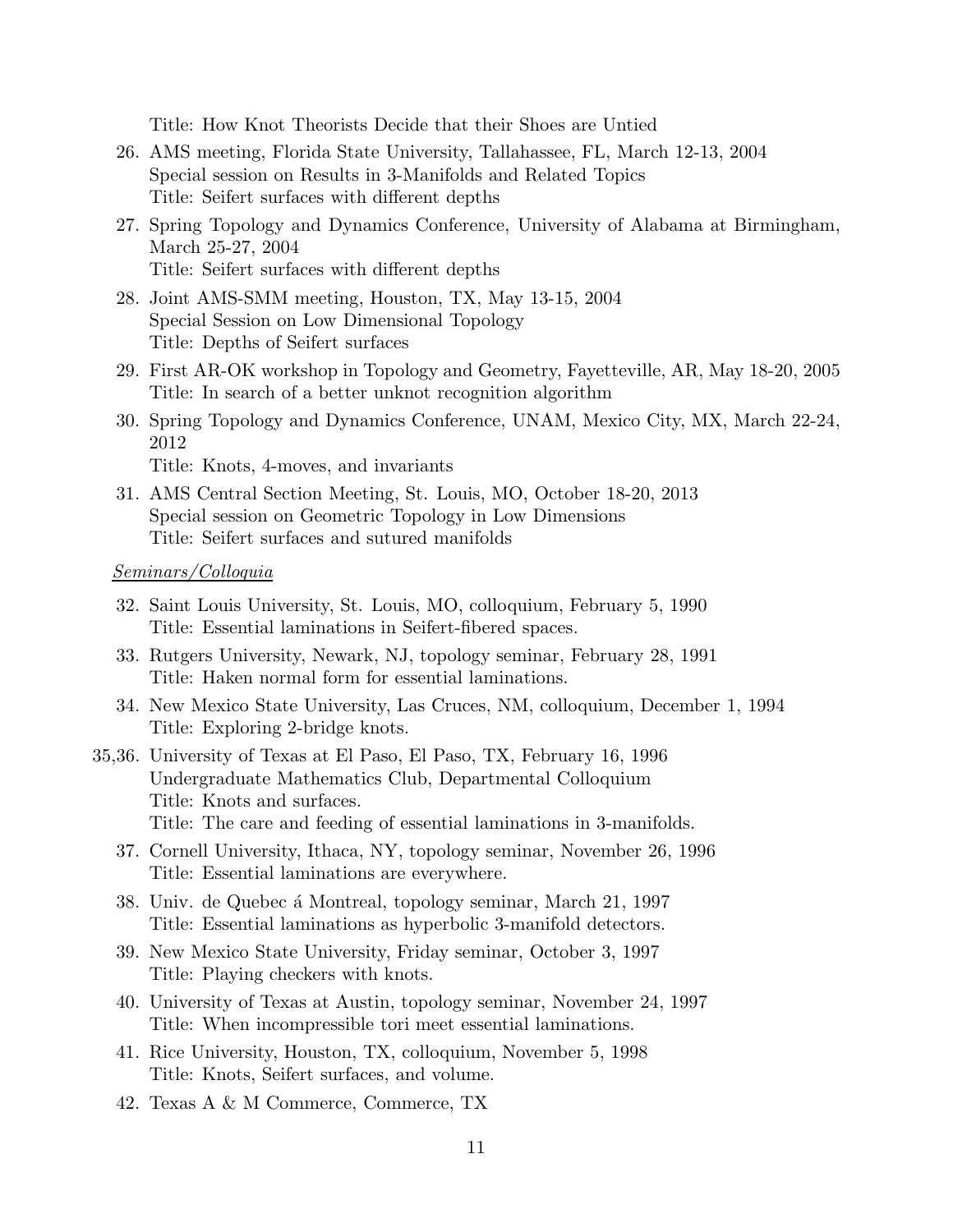Title: How Knot Theorists Decide that their Shoes are Untied

26. AMS meeting, Florida State University, Tallahassee, FL, March 12-13, 2004
    Special session on Results in 3-Manifolds and Related Topics
    Title: Seifert surfaces with different depths
27. Spring Topology and Dynamics Conference, University of Alabama at Birmingham, March 25-27, 2004
    Title: Seifert surfaces with different depths
28. Joint AMS-SMM meeting, Houston, TX, May 13-15, 2004
    Special Session on Low Dimensional Topology
    Title: Depths of Seifert surfaces
29. First AR-OK workshop in Topology and Geometry, Fayetteville, AR, May 18-20, 2005
    Title: In search of a better unknot recognition algorithm
30. Spring Topology and Dynamics Conference, UNAM, Mexico City, MX, March 22-24, 2012
    Title: Knots, 4-moves, and invariants
31. AMS Central Section Meeting, St. Louis, MO, October 18-20, 2013
    Special session on Geometric Topology in Low Dimensions
    Title: Seifert surfaces and sutured manifolds

*Seminars/Colloquia*

32. Saint Louis University, St. Louis, MO, colloquium, February 5, 1990
    Title: Essential laminations in Seifert-fibered spaces.
33. Rutgers University, Newark, NJ, topology seminar, February 28, 1991
    Title: Haken normal form for essential laminations.
34. New Mexico State University, Las Cruces, NM, colloquium, December 1, 1994
    Title: Exploring 2-bridge knots.

35,36. University of Texas at El Paso, El Paso, TX, February 16, 1996
    Undergraduate Mathematics Club, Departmental Colloquium
    Title: Knots and surfaces.
    Title: The care and feeding of essential laminations in 3-manifolds.

37. Cornell University, Ithaca, NY, topology seminar, November 26, 1996
    Title: Essential laminations are everywhere.
38. Univ. de Quebec á Montreal, topology seminar, March 21, 1997
    Title: Essential laminations as hyperbolic 3-manifold detectors.
39. New Mexico State University, Friday seminar, October 3, 1997
    Title: Playing checkers with knots.
40. University of Texas at Austin, topology seminar, November 24, 1997
    Title: When incompressible tori meet essential laminations.
41. Rice University, Houston, TX, colloquium, November 5, 1998
    Title: Knots, Seifert surfaces, and volume.
42. Texas A & M Commerce, Commerce, TX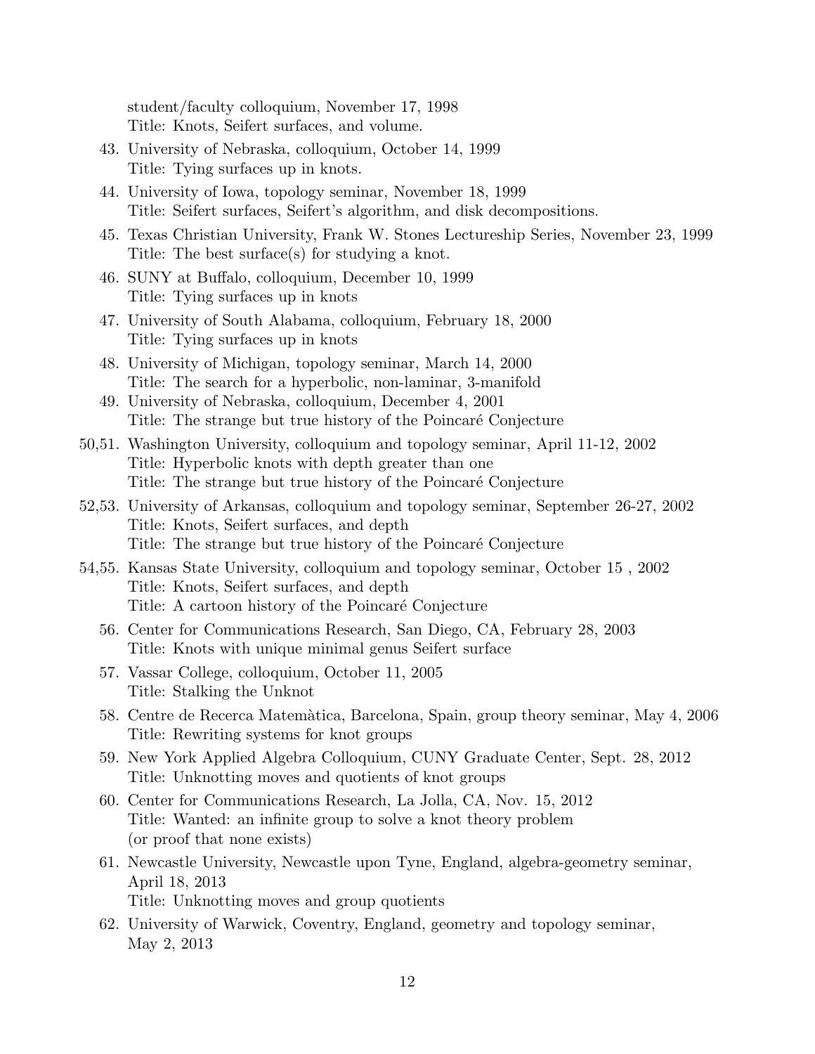student/faculty colloquium, November 17, 1998
Title: Knots, Seifert surfaces, and volume.

43. University of Nebraska, colloquium, October 14, 1999
Title: Tying surfaces up in knots.

44. University of Iowa, topology seminar, November 18, 1999
Title: Seifert surfaces, Seifert's algorithm, and disk decompositions.

45. Texas Christian University, Frank W. Stones Lectureship Series, November 23, 1999
Title: The best surface(s) for studying a knot.

46. SUNY at Buffalo, colloquium, December 10, 1999
Title: Tying surfaces up in knots

47. University of South Alabama, colloquium, February 18, 2000
Title: Tying surfaces up in knots

48. University of Michigan, topology seminar, March 14, 2000
Title: The search for a hyperbolic, non-laminar, 3-manifold

49. University of Nebraska, colloquium, December 4, 2001
Title: The strange but true history of the Poincaré Conjecture

50,51. Washington University, colloquium and topology seminar, April 11-12, 2002
Title: Hyperbolic knots with depth greater than one
Title: The strange but true history of the Poincaré Conjecture

52,53. University of Arkansas, colloquium and topology seminar, September 26-27, 2002
Title: Knots, Seifert surfaces, and depth
Title: The strange but true history of the Poincaré Conjecture

54,55. Kansas State University, colloquium and topology seminar, October 15 , 2002
Title: Knots, Seifert surfaces, and depth
Title: A cartoon history of the Poincaré Conjecture

56. Center for Communications Research, San Diego, CA, February 28, 2003
Title: Knots with unique minimal genus Seifert surface

57. Vassar College, colloquium, October 11, 2005
Title: Stalking the Unknot

58. Centre de Recerca Matemàtica, Barcelona, Spain, group theory seminar, May 4, 2006
Title: Rewriting systems for knot groups

59. New York Applied Algebra Colloquium, CUNY Graduate Center, Sept. 28, 2012
Title: Unknotting moves and quotients of knot groups

60. Center for Communications Research, La Jolla, CA, Nov. 15, 2012
Title: Wanted: an infinite group to solve a knot theory problem
(or proof that none exists)

61. Newcastle University, Newcastle upon Tyne, England, algebra-geometry seminar, April 18, 2013
Title: Unknotting moves and group quotients

62. University of Warwick, Coventry, England, geometry and topology seminar, May 2, 2013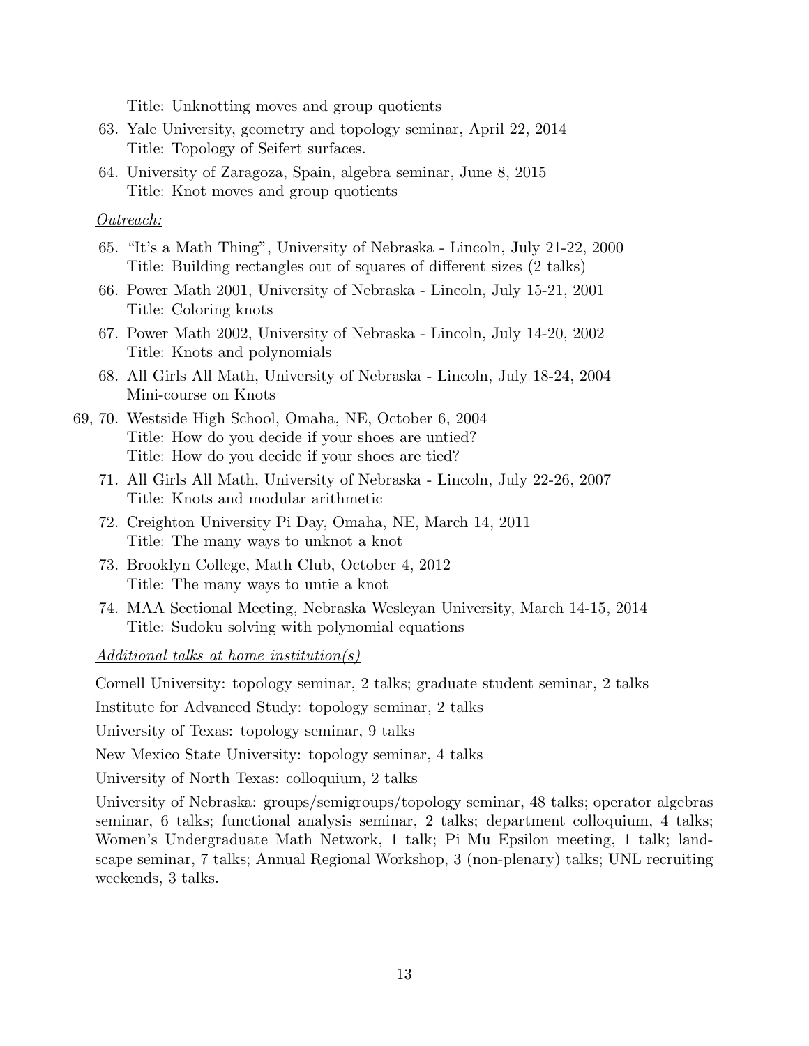Title: Unknotting moves and group quotients

63. Yale University, geometry and topology seminar, April 22, 2014
    Title: Topology of Seifert surfaces.
64. University of Zaragoza, Spain, algebra seminar, June 8, 2015
    Title: Knot moves and group quotients

*Outreach:*

65. "It's a Math Thing", University of Nebraska - Lincoln, July 21-22, 2000
    Title: Building rectangles out of squares of different sizes (2 talks)
66. Power Math 2001, University of Nebraska - Lincoln, July 15-21, 2001
    Title: Coloring knots
67. Power Math 2002, University of Nebraska - Lincoln, July 14-20, 2002
    Title: Knots and polynomials
68. All Girls All Math, University of Nebraska - Lincoln, July 18-24, 2004
    Mini-course on Knots

69, 70. Westside High School, Omaha, NE, October 6, 2004
    Title: How do you decide if your shoes are untied?
    Title: How do you decide if your shoes are tied?

71. All Girls All Math, University of Nebraska - Lincoln, July 22-26, 2007
    Title: Knots and modular arithmetic
72. Creighton University Pi Day, Omaha, NE, March 14, 2011
    Title: The many ways to unknot a knot
73. Brooklyn College, Math Club, October 4, 2012
    Title: The many ways to untie a knot
74. MAA Sectional Meeting, Nebraska Wesleyan University, March 14-15, 2014
    Title: Sudoku solving with polynomial equations

*Additional talks at home institution(s)*

Cornell University: topology seminar, 2 talks; graduate student seminar, 2 talks

Institute for Advanced Study: topology seminar, 2 talks

University of Texas: topology seminar, 9 talks

New Mexico State University: topology seminar, 4 talks

University of North Texas: colloquium, 2 talks

University of Nebraska: groups/semigroups/topology seminar, 48 talks; operator algebras seminar, 6 talks; functional analysis seminar, 2 talks; department colloquium, 4 talks; Women's Undergraduate Math Network, 1 talk; Pi Mu Epsilon meeting, 1 talk; landscape seminar, 7 talks; Annual Regional Workshop, 3 (non-plenary) talks; UNL recruiting weekends, 3 talks.